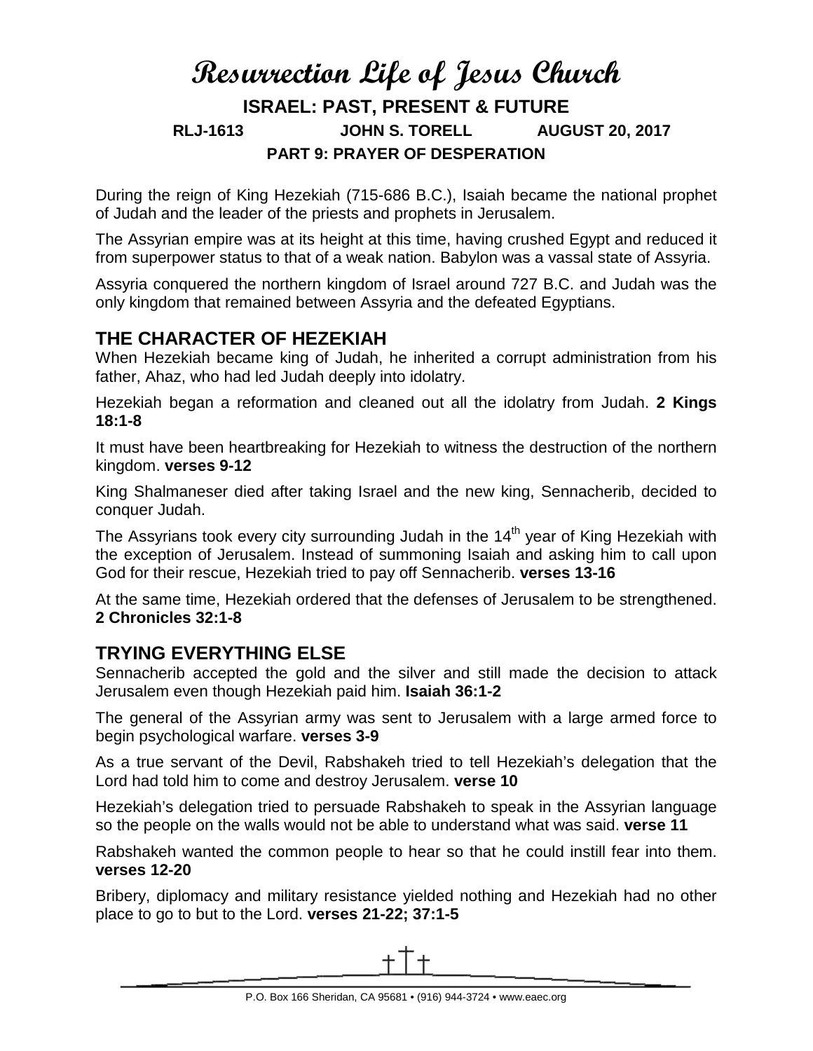# Resurrection Life of Jesus Church

## ISRAEL: PAST, PRESENT & FUTURE

**RLJ-1613 JOHN S. TORELL AUGUST 20, 2017**

**PART 9: PRAYER OF DESPERATION**

During the reign of King Hezekiah (715-686 B.C.), Isaiah became the national prophet of Judah and the leader of the priests and prophets in Jerusalem.

The Assyrian empire was at its height at this time, having crushed Egypt and reduced it from superpower status to that of a weak nation. Babylon was a vassal state of Assyria.

Assyria conquered the northern kingdom of Israel around 727 B.C. and Judah was the only kingdom that remained between Assyria and the defeated Egyptians.

## THE CHARACTER OF HEZEKIAH

When Hezekiah became king of Judah, he inherited a corrupt administration from his father, Ahaz, who had led Judah deeply into idolatry.

Hezekiah began a reformation and cleaned out all the idolatry from Judah. **2 Kings 18:1-8**

It must have been heartbreaking for Hezekiah to witness the destruction of the northern kingdom. **verses 9-12**

King Shalmaneser died after taking Israel and the new king, Sennacherib, decided to conquer Judah.

The Assyrians took every city surrounding Judah in the 14th year of King Hezekiah with the exception of Jerusalem. Instead of summoning Isaiah and asking him to call upon God for their rescue, Hezekiah tried to pay off Sennacherib. **verses 13-16**

At the same time, Hezekiah ordered that the defenses of Jerusalem to be strengthened. **2 Chronicles 32:1-8**

## TRYING EVERYTHING ELSE

Sennacherib accepted the gold and the silver and still made the decision to attack Jerusalem even though Hezekiah paid him. **Isaiah 36:1-2**

The general of the Assyrian army was sent to Jerusalem with a large armed force to begin psychological warfare. **verses 3-9**

As a true servant of the Devil, Rabshakeh tried to tell Hezekiah's delegation that the Lord had told him to come and destroy Jerusalem. **verse 10**

Hezekiah's delegation tried to persuade Rabshakeh to speak in the Assyrian language so the people on the walls would not be able to understand what was said. **verse 11**

Rabshakeh wanted the common people to hear so that he could instill fear into them. **verses 12-20**

Bribery, diplomacy and military resistance yielded nothing and Hezekiah had no other place to go to but to the Lord. **verses 21-22; 37:1-5**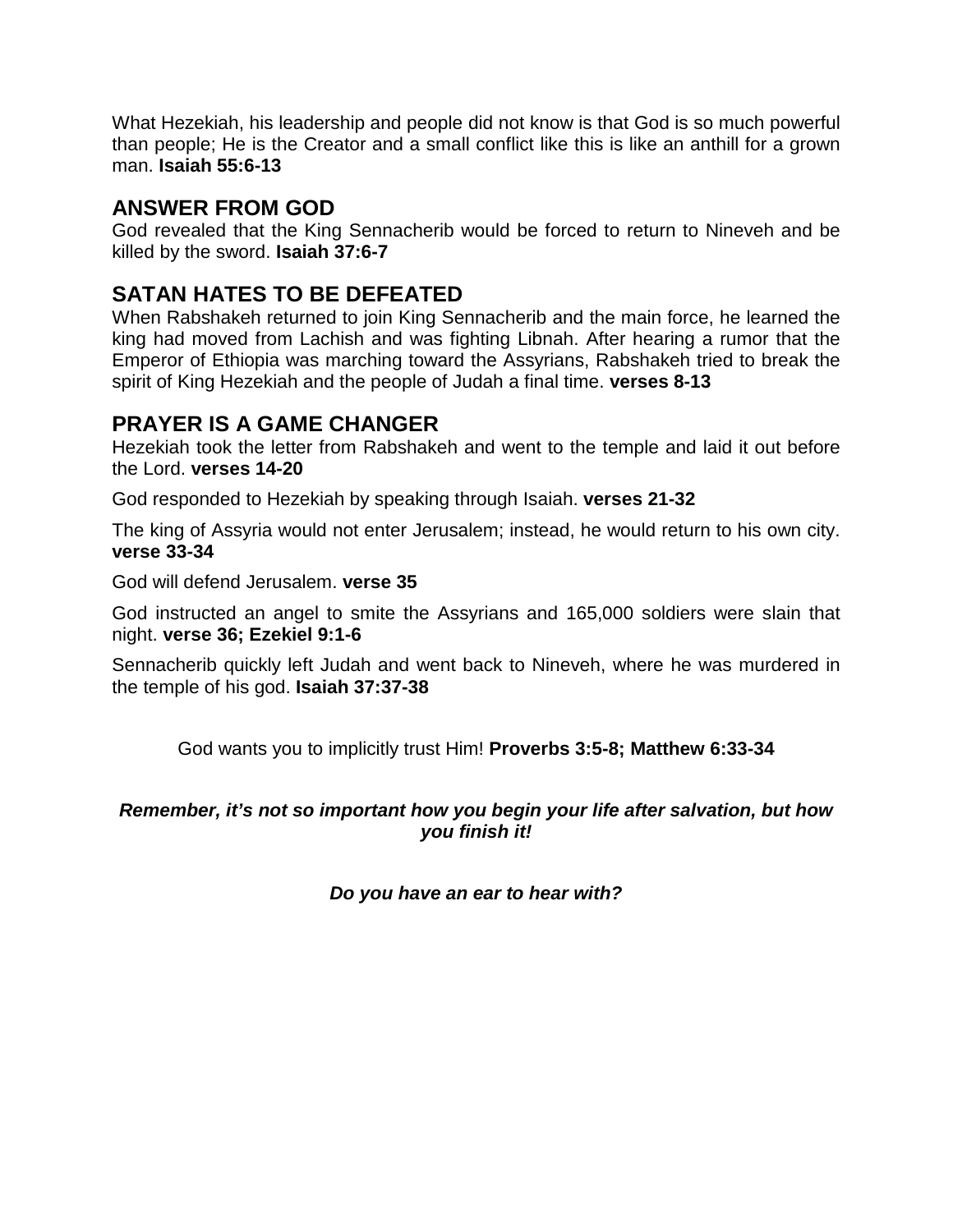What Hezekiah, his leadership and people did not know is that God is so much powerful than people; He is the Creator and a small conflict like this is like an anthill for a grown man. **Isaiah 55:6-13**

## ANSWER FROM GOD

God revealed that the King Sennacherib would be forced to return to Nineveh and be killed by the sword. **Isaiah 37:6-7**

## SATAN HATES TO BE DEFEATED

When Rabshakeh returned to join King Sennacherib and the main force, he learned the king had moved from Lachish and was fighting Libnah. After hearing a rumor that the Emperor of Ethiopia was marching toward the Assyrians, Rabshakeh tried to break the spirit of King Hezekiah and the people of Judah a final time. **verses 8-13**

## PRAYER IS A GAME CHANGER

Hezekiah took the letter from Rabshakeh and went to the temple and laid it out before the Lord. **verses 14-20**

God responded to Hezekiah by speaking through Isaiah. **verses 21-32**

The king of Assyria would not enter Jerusalem; instead, he would return to his own city. **verse 33-34**

God will defend Jerusalem. **verse 35**

God instructed an angel to smite the Assyrians and 165,000 soldiers were slain that night. **verse 36; Ezekiel 9:1-6**

Sennacherib quickly left Judah and went back to Nineveh, where he was murdered in the temple of his god. **Isaiah 37:37-38**

God wants you to implicitly trust Him! **Proverbs 3:5-8; Matthew 6:33-34**

***Remember, it's not so important how you begin your life after salvation, but how you finish it!***

***Do you have an ear to hear with?***